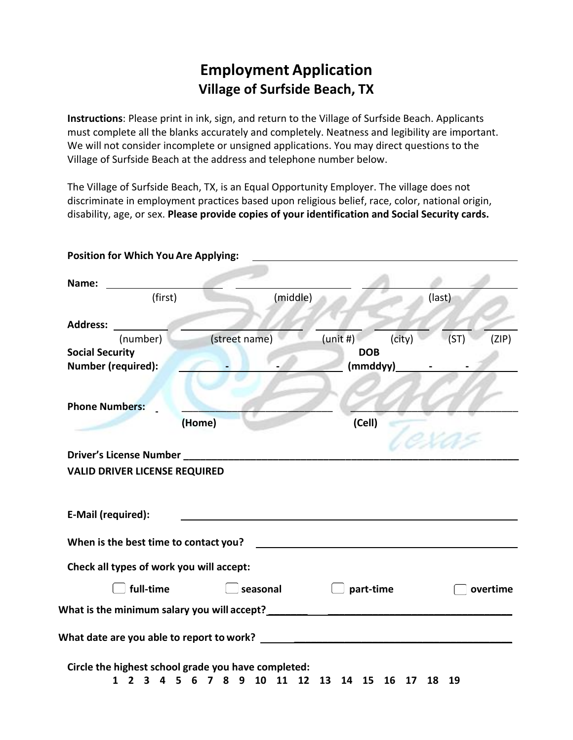# Employment Application
## Village of Surfside Beach, TX

**Instructions**: Please print in ink, sign, and return to the Village of Surfside Beach. Applicants must complete all the blanks accurately and completely. Neatness and legibility are important. We will not consider incomplete or unsigned applications. You may direct questions to the Village of Surfside Beach at the address and telephone number below.

The Village of Surfside Beach, TX, is an Equal Opportunity Employer. The village does not discriminate in employment practices based upon religious belief, race, color, national origin, disability, age, or sex. **Please provide copies of your identification and Social Security cards.**

**Position for Which You Are Applying:** ____________________

**Name:** ____________ ____________ ____________
(first) (middle) (last)

**Address:** ______ ____________ ______ ______ ____ ____
(number) (street name) (unit #) (city) (ST) (ZIP)

**Social Security Number (required):** ____ - ____ - ____ **DOB (mmddyy)** ____ - ____ - ____

**Phone Numbers:** ____________ ____________
**(Home)** **(Cell)**

**Driver's License Number** ____________________
**VALID DRIVER LICENSE REQUIRED**

**E-Mail (required):** ____________________

**When is the best time to contact you?** ____________________

**Check all types of work you will accept:**

- ☐ **full-time**
- ☐ **seasonal**
- ☐ **part-time**
- ☐ **overtime**

**What is the minimum salary you will accept?** ____________________

**What date are you able to report to work?** ____________________

**Circle the highest school grade you have completed:**
**1 2 3 4 5 6 7 8 9 10 11 12 13 14 15 16 17 18 19**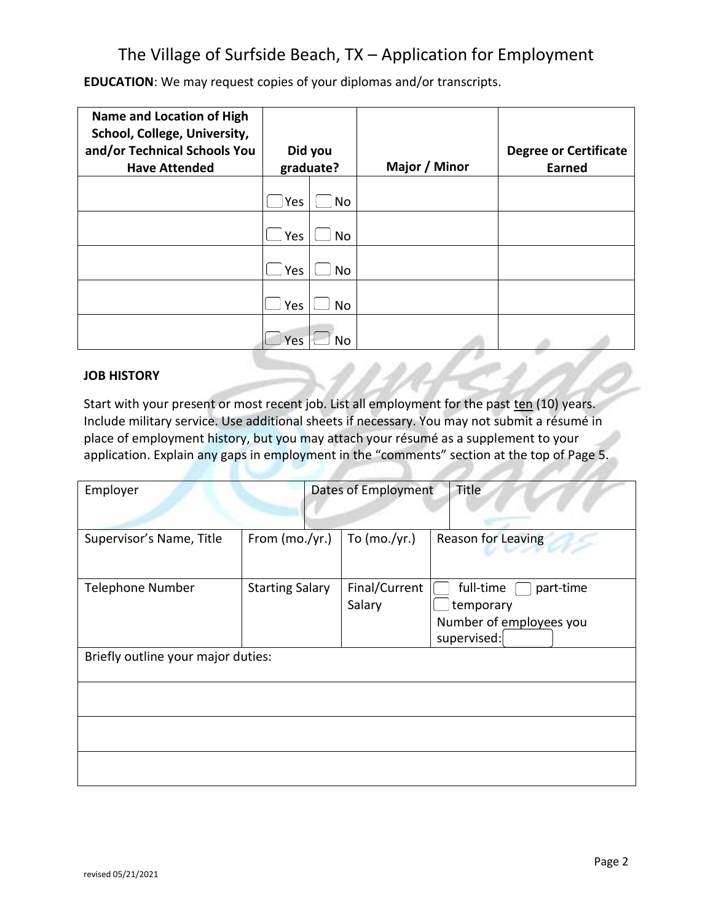# The Village of Surfside Beach, TX – Application for Employment

**EDUCATION**: We may request copies of your diplomas and/or transcripts.

| Name and Location of High School, College, University, and/or Technical Schools You Have Attended | Did you graduate? | | Major / Minor | Degree or Certificate Earned |
|---|---|---|---|---|
| | ☐ Yes | ☐ No | | |
| | ☐ Yes | ☐ No | | |
| | ☐ Yes | ☐ No | | |
| | ☐ Yes | ☐ No | | |
| | ☐ Yes | ☐ No | | |

**JOB HISTORY**

Start with your present or most recent job. List all employment for the past ten (10) years. Include military service. Use additional sheets if necessary. You may not submit a résumé in place of employment history, but you may attach your résumé as a supplement to your application. Explain any gaps in employment in the "comments" section at the top of Page 5.

| Employer | | Dates of Employment | Title |
|---|---|---|---|
| Supervisor's Name, Title | From (mo./yr.) | To (mo./yr.) | Reason for Leaving |
| Telephone Number | Starting Salary | Final/Current Salary | ☐ full-time ☐ part-time ☐ temporary Number of employees you supervised: ☐ |
| Briefly outline your major duties: | | | |
| | | | |
| | | | |
| | | | |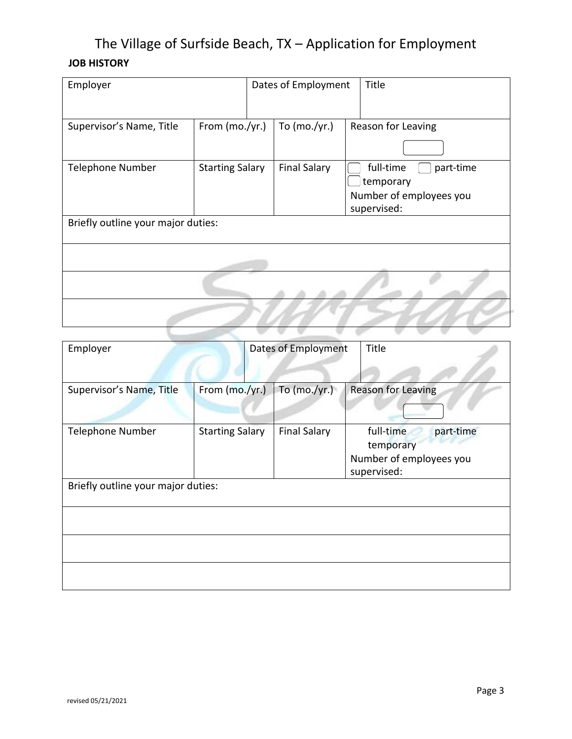# The Village of Surfside Beach, TX – Application for Employment

**JOB HISTORY**

| Employer | | Dates of Employment | | Title |
|---|---|---|---|---|
| Supervisor's Name, Title | From (mo./yr.) | | To (mo./yr.) | Reason for Leaving |
| Telephone Number | Starting Salary | | Final Salary | ☐ full-time ☐ part-time ☐ temporary<br>Number of employees you supervised: |
| Briefly outline your major duties: | | | | |
| | | | | |
| | | | | |
| | | | | |

| Employer | | Dates of Employment | | Title |
|---|---|---|---|---|
| Supervisor's Name, Title | From (mo./yr.) | | To (mo./yr.) | Reason for Leaving |
| Telephone Number | Starting Salary | | Final Salary | full-time part-time temporary<br>Number of employees you supervised: |
| Briefly outline your major duties: | | | | |
| | | | | |
| | | | | |
| | | | | |

revised 05/21/2021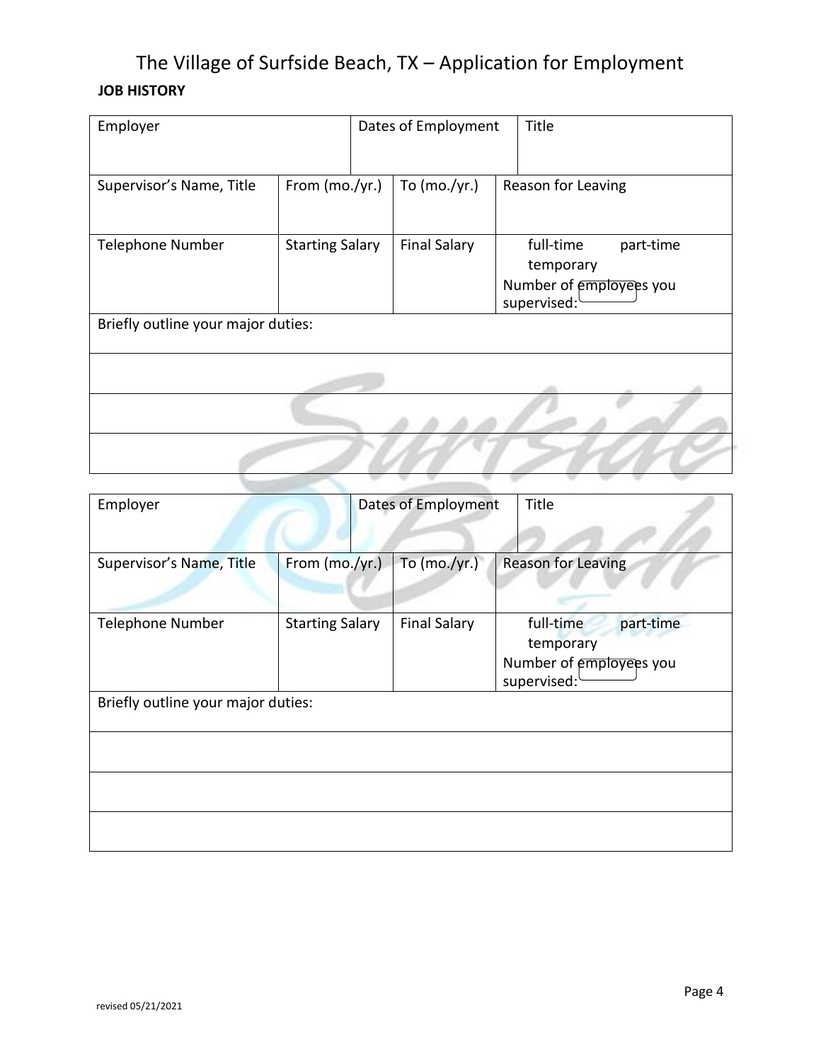# The Village of Surfside Beach, TX – Application for Employment

**JOB HISTORY**

| Employer | | Dates of Employment | | Title |
|---|---|---|---|---|
| Supervisor's Name, Title | From (mo./yr.) | To (mo./yr.) | Reason for Leaving | |
| Telephone Number | Starting Salary | Final Salary | full-time part-time temporary<br>Number of employees you supervised: | |
| Briefly outline your major duties: | | | | |
| | | | | |
| | | | | |
| | | | | |

| Employer | | Dates of Employment | | Title |
|---|---|---|---|---|
| Supervisor's Name, Title | From (mo./yr.) | To (mo./yr.) | Reason for Leaving | |
| Telephone Number | Starting Salary | Final Salary | full-time part-time temporary<br>Number of employees you supervised: | |
| Briefly outline your major duties: | | | | |
| | | | | |
| | | | | |
| | | | | |

revised 05/21/2021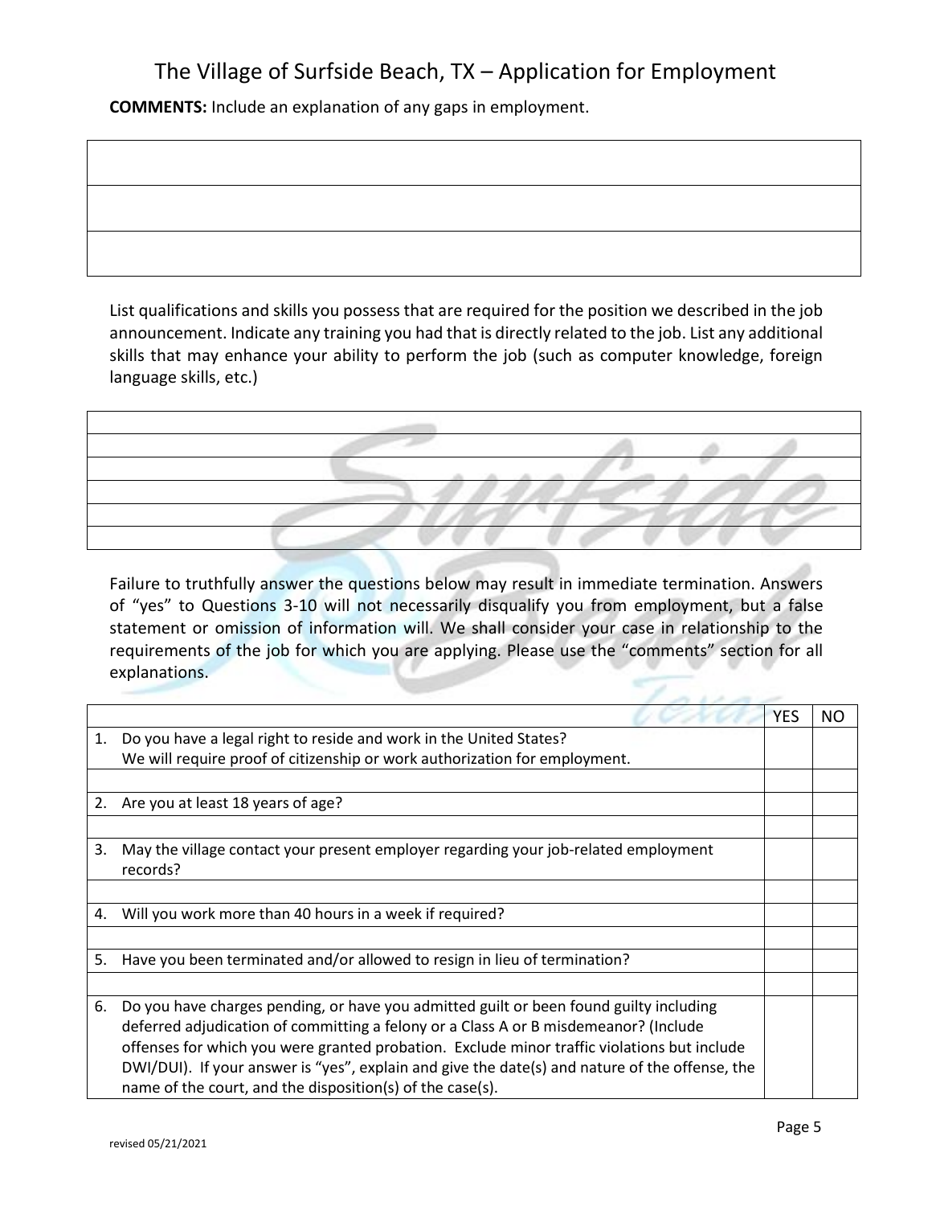# The Village of Surfside Beach, TX – Application for Employment

**COMMENTS:** Include an explanation of any gaps in employment.

| |
|---|
| |
| |
| |

List qualifications and skills you possess that are required for the position we described in the job announcement. Indicate any training you had that is directly related to the job. List any additional skills that may enhance your ability to perform the job (such as computer knowledge, foreign language skills, etc.)

| |
|---|
| |
| |
| |
| |
| |
| |

Failure to truthfully answer the questions below may result in immediate termination. Answers of "yes" to Questions 3-10 will not necessarily disqualify you from employment, but a false statement or omission of information will. We shall consider your case in relationship to the requirements of the job for which you are applying. Please use the "comments" section for all explanations.

| | YES | NO |
|---|---|---|
| 1. Do you have a legal right to reside and work in the United States? We will require proof of citizenship or work authorization for employment. | | |
| | | |
| 2. Are you at least 18 years of age? | | |
| | | |
| 3. May the village contact your present employer regarding your job-related employment records? | | |
| | | |
| 4. Will you work more than 40 hours in a week if required? | | |
| | | |
| 5. Have you been terminated and/or allowed to resign in lieu of termination? | | |
| | | |
| 6. Do you have charges pending, or have you admitted guilt or been found guilty including deferred adjudication of committing a felony or a Class A or B misdemeanor? (Include offenses for which you were granted probation. Exclude minor traffic violations but include DWI/DUI). If your answer is "yes", explain and give the date(s) and nature of the offense, the name of the court, and the disposition(s) of the case(s). | | |

revised 05/21/2021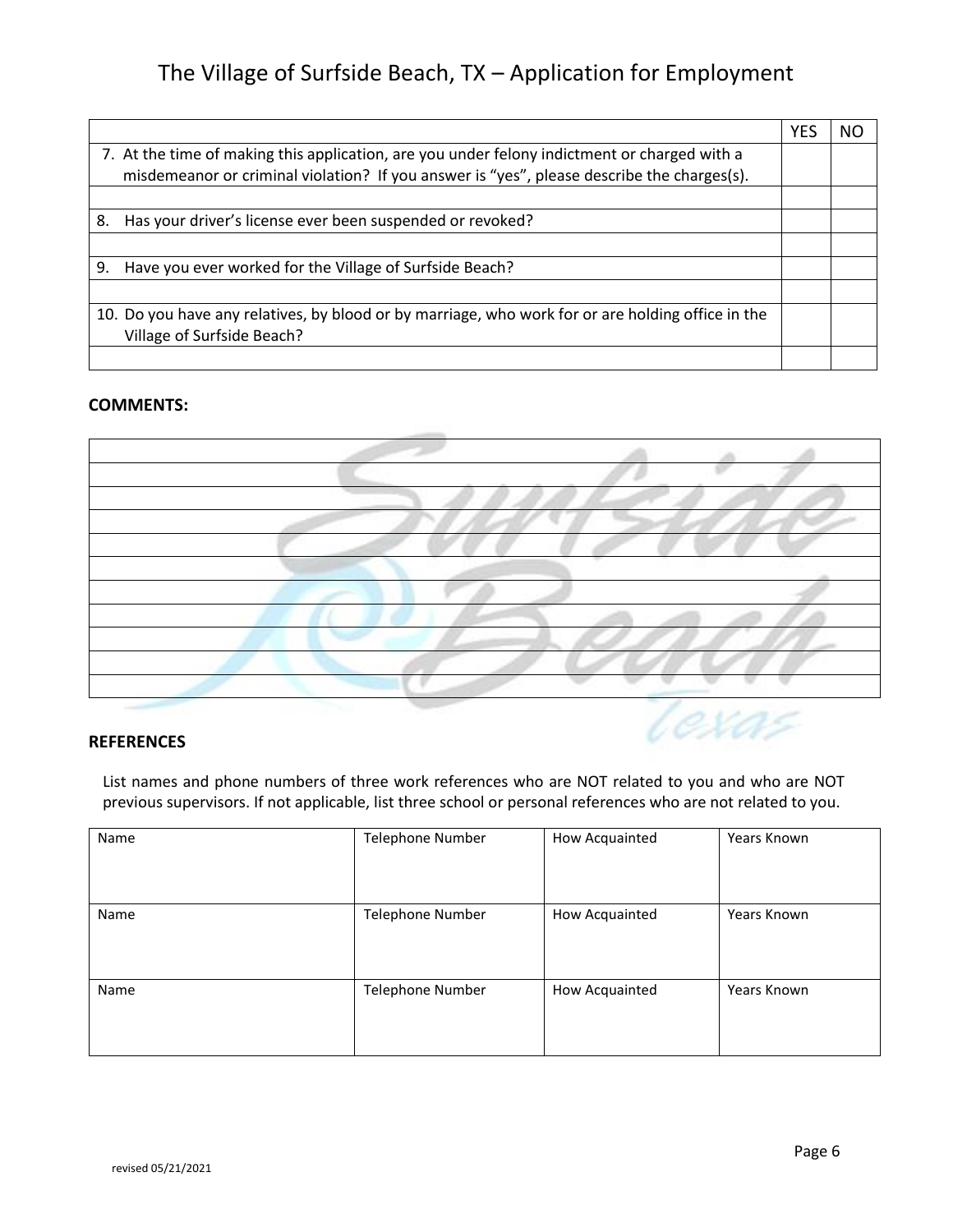|  | YES | NO |
|---|---|---|
| 7. At the time of making this application, are you under felony indictment or charged with a misdemeanor or criminal violation? If you answer is "yes", please describe the charges(s). |  |  |
|  |  |  |
| 8. Has your driver's license ever been suspended or revoked? |  |  |
|  |  |  |
| 9. Have you ever worked for the Village of Surfside Beach? |  |  |
|  |  |  |
| 10. Do you have any relatives, by blood or by marriage, who work for or are holding office in the Village of Surfside Beach? |  |  |
|  |  |  |

**COMMENTS:**

|  |
|---|
|  |
|  |
|  |
|  |
|  |
|  |
|  |
|  |
|  |
|  |

**REFERENCES**

List names and phone numbers of three work references who are NOT related to you and who are NOT previous supervisors. If not applicable, list three school or personal references who are not related to you.

| Name | Telephone Number | How Acquainted | Years Known |
|---|---|---|---|
| Name | Telephone Number | How Acquainted | Years Known |
| Name | Telephone Number | How Acquainted | Years Known |

revised 05/21/2021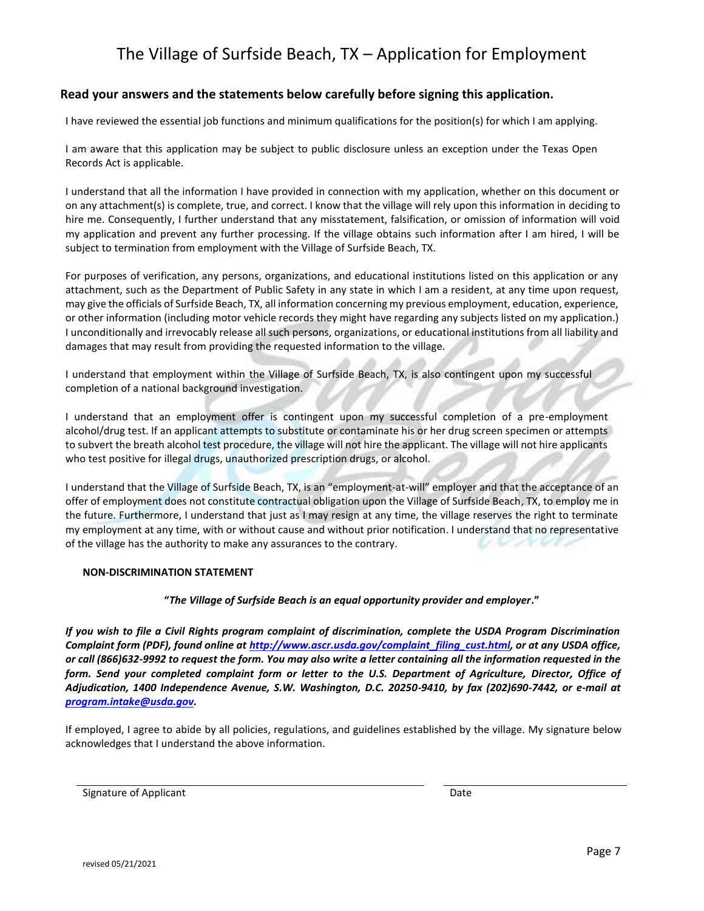# The Village of Surfside Beach, TX – Application for Employment

## Read your answers and the statements below carefully before signing this application.

I have reviewed the essential job functions and minimum qualifications for the position(s) for which I am applying.

I am aware that this application may be subject to public disclosure unless an exception under the Texas Open Records Act is applicable.

I understand that all the information I have provided in connection with my application, whether on this document or on any attachment(s) is complete, true, and correct. I know that the village will rely upon this information in deciding to hire me. Consequently, I further understand that any misstatement, falsification, or omission of information will void my application and prevent any further processing. If the village obtains such information after I am hired, I will be subject to termination from employment with the Village of Surfside Beach, TX.

For purposes of verification, any persons, organizations, and educational institutions listed on this application or any attachment, such as the Department of Public Safety in any state in which I am a resident, at any time upon request, may give the officials of Surfside Beach, TX, all information concerning my previous employment, education, experience, or other information (including motor vehicle records they might have regarding any subjects listed on my application.) I unconditionally and irrevocably release all such persons, organizations, or educational institutions from all liability and damages that may result from providing the requested information to the village.

I understand that employment within the Village of Surfside Beach, TX, is also contingent upon my successful completion of a national background investigation.

I understand that an employment offer is contingent upon my successful completion of a pre-employment alcohol/drug test. If an applicant attempts to substitute or contaminate his or her drug screen specimen or attempts to subvert the breath alcohol test procedure, the village will not hire the applicant. The village will not hire applicants who test positive for illegal drugs, unauthorized prescription drugs, or alcohol.

I understand that the Village of Surfside Beach, TX, is an "employment-at-will" employer and that the acceptance of an offer of employment does not constitute contractual obligation upon the Village of Surfside Beach, TX, to employ me in the future. Furthermore, I understand that just as I may resign at any time, the village reserves the right to terminate my employment at any time, with or without cause and without prior notification. I understand that no representative of the village has the authority to make any assurances to the contrary.

**NON-DISCRIMINATION STATEMENT**

**"*The Village of Surfside Beach is an equal opportunity provider and employer*."**

***If you wish to file a Civil Rights program complaint of discrimination, complete the USDA Program Discrimination Complaint form (PDF), found online at [http://www.ascr.usda.gov/complaint_filing_cust.html](http://www.ascr.usda.gov/complaint_filing_cust.html), or at any USDA office, or call (866)632-9992 to request the form. You may also write a letter containing all the information requested in the form. Send your completed complaint form or letter to the U.S. Department of Agriculture, Director, Office of Adjudication, 1400 Independence Avenue, S.W. Washington, D.C. 20250-9410, by fax (202)690-7442, or e-mail at [program.intake@usda.gov](mailto:program.intake@usda.gov).***

If employed, I agree to abide by all policies, regulations, and guidelines established by the village. My signature below acknowledges that I understand the above information.

Signature of Applicant ______________________ Date ______________

revised 05/21/2021